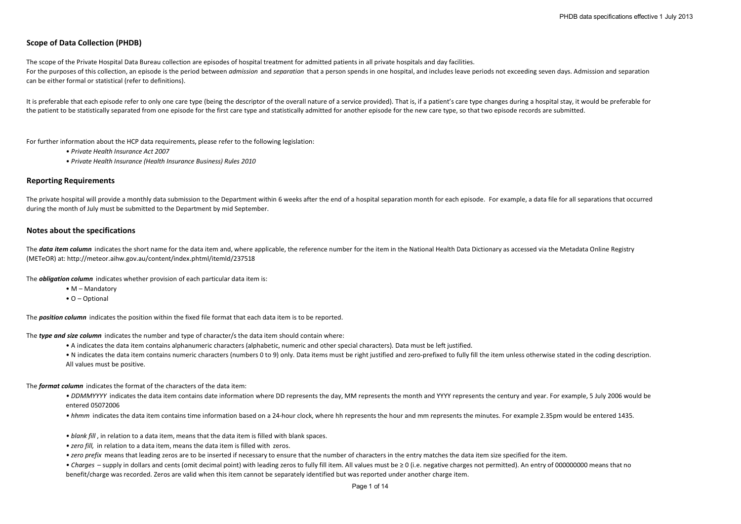## Scope of Data Collection (PHDB)

The scope of the Private Hospital Data Bureau collection are episodes of hospital treatment for admitted patients in all private hospitals and day facilities.
For the purposes of this collection, an episode is the period between *admission* and *separation* that a person spends in one hospital, and includes leave periods not exceeding seven days. Admission and separation can be either formal or statistical (refer to definitions).

It is preferable that each episode refer to only one care type (being the descriptor of the overall nature of a service provided). That is, if a patient's care type changes during a hospital stay, it would be preferable for the patient to be statistically separated from one episode for the first care type and statistically admitted for another episode for the new care type, so that two episode records are submitted.

For further information about the HCP data requirements, please refer to the following legislation:

- *Private Health Insurance Act 2007*
- *Private Health Insurance (Health Insurance Business) Rules 2010*

## Reporting Requirements

The private hospital will provide a monthly data submission to the Department within 6 weeks after the end of a hospital separation month for each episode. For example, a data file for all separations that occurred during the month of July must be submitted to the Department by mid September.

## Notes about the specifications

The ***data item column*** indicates the short name for the data item and, where applicable, the reference number for the item in the National Health Data Dictionary as accessed via the Metadata Online Registry (METeOR) at: http://meteor.aihw.gov.au/content/index.phtml/itemId/237518

The ***obligation column*** indicates whether provision of each particular data item is:

- M – Mandatory
- O – Optional

The ***position column*** indicates the position within the fixed file format that each data item is to be reported.

The ***type and size column*** indicates the number and type of character/s the data item should contain where:

- A indicates the data item contains alphanumeric characters (alphabetic, numeric and other special characters). Data must be left justified.
- N indicates the data item contains numeric characters (numbers 0 to 9) only. Data items must be right justified and zero-prefixed to fully fill the item unless otherwise stated in the coding description. All values must be positive.

The ***format column*** indicates the format of the characters of the data item:

- *DDMMYYYY* indicates the data item contains date information where DD represents the day, MM represents the month and YYYY represents the century and year. For example, 5 July 2006 would be entered 05072006
- *hhmm* indicates the data item contains time information based on a 24-hour clock, where hh represents the hour and mm represents the minutes. For example 2.35pm would be entered 1435.
- *blank fill*, in relation to a data item, means that the data item is filled with blank spaces.
- *zero fill,* in relation to a data item, means the data item is filled with zeros.
- *zero prefix* means that leading zeros are to be inserted if necessary to ensure that the number of characters in the entry matches the data item size specified for the item.
- *Charges* – supply in dollars and cents (omit decimal point) with leading zeros to fully fill item. All values must be ≥ 0 (i.e. negative charges not permitted). An entry of 000000000 means that no benefit/charge was recorded. Zeros are valid when this item cannot be separately identified but was reported under another charge item.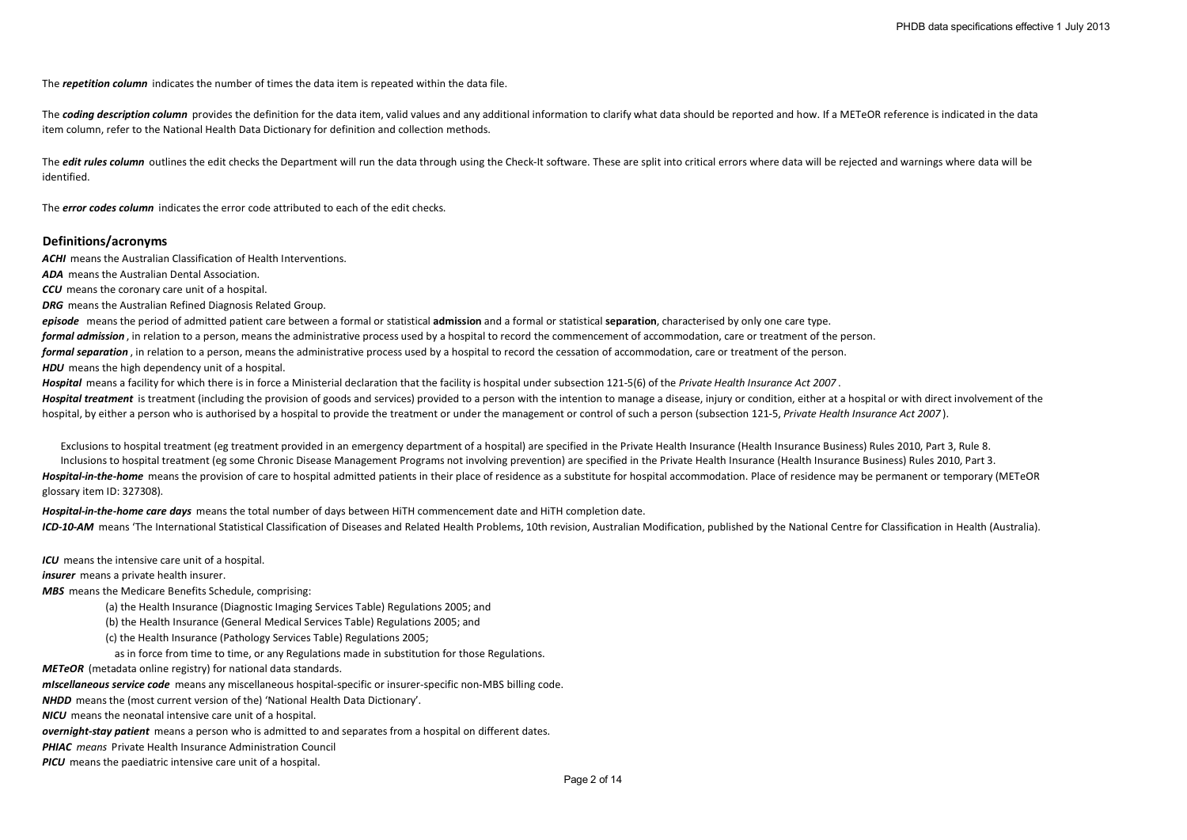The ***repetition column*** indicates the number of times the data item is repeated within the data file.

The ***coding description column*** provides the definition for the data item, valid values and any additional information to clarify what data should be reported and how. If a METeOR reference is indicated in the data item column, refer to the National Health Data Dictionary for definition and collection methods.

The ***edit rules column*** outlines the edit checks the Department will run the data through using the Check-It software. These are split into critical errors where data will be rejected and warnings where data will be identified.

The ***error codes column*** indicates the error code attributed to each of the edit checks.

## Definitions/acronyms

***ACHI*** means the Australian Classification of Health Interventions.

***ADA*** means the Australian Dental Association.

***CCU*** means the coronary care unit of a hospital.

***DRG*** means the Australian Refined Diagnosis Related Group.

***episode*** means the period of admitted patient care between a formal or statistical **admission** and a formal or statistical **separation**, characterised by only one care type.

***formal admission***, in relation to a person, means the administrative process used by a hospital to record the commencement of accommodation, care or treatment of the person.

***formal separation***, in relation to a person, means the administrative process used by a hospital to record the cessation of accommodation, care or treatment of the person.

***HDU*** means the high dependency unit of a hospital.

***Hospital*** means a facility for which there is in force a Ministerial declaration that the facility is hospital under subsection 121-5(6) of the *Private Health Insurance Act 2007*.

***Hospital treatment*** is treatment (including the provision of goods and services) provided to a person with the intention to manage a disease, injury or condition, either at a hospital or with direct involvement of the hospital, by either a person who is authorised by a hospital to provide the treatment or under the management or control of such a person (subsection 121-5, *Private Health Insurance Act 2007*).

Exclusions to hospital treatment (eg treatment provided in an emergency department of a hospital) are specified in the Private Health Insurance (Health Insurance Business) Rules 2010, Part 3, Rule 8.
Inclusions to hospital treatment (eg some Chronic Disease Management Programs not involving prevention) are specified in the Private Health Insurance (Health Insurance Business) Rules 2010, Part 3.

***Hospital-in-the-home*** means the provision of care to hospital admitted patients in their place of residence as a substitute for hospital accommodation. Place of residence may be permanent or temporary (METeOR glossary item ID: 327308).

***Hospital-in-the-home care days*** means the total number of days between HiTH commencement date and HiTH completion date.

***ICD-10-AM*** means 'The International Statistical Classification of Diseases and Related Health Problems, 10th revision, Australian Modification, published by the National Centre for Classification in Health (Australia).

***ICU*** means the intensive care unit of a hospital.

***insurer*** means a private health insurer.

***MBS*** means the Medicare Benefits Schedule, comprising:

(a) the Health Insurance (Diagnostic Imaging Services Table) Regulations 2005; and
(b) the Health Insurance (General Medical Services Table) Regulations 2005; and
(c) the Health Insurance (Pathology Services Table) Regulations 2005;
as in force from time to time, or any Regulations made in substitution for those Regulations.

***METeOR*** (metadata online registry) for national data standards.

***mIscellaneous service code*** means any miscellaneous hospital-specific or insurer-specific non-MBS billing code.

***NHDD*** means the (most current version of the) 'National Health Data Dictionary'.

***NICU*** means the neonatal intensive care unit of a hospital.

***overnight-stay patient*** means a person who is admitted to and separates from a hospital on different dates.

***PHIAC*** *means* Private Health Insurance Administration Council

***PICU*** means the paediatric intensive care unit of a hospital.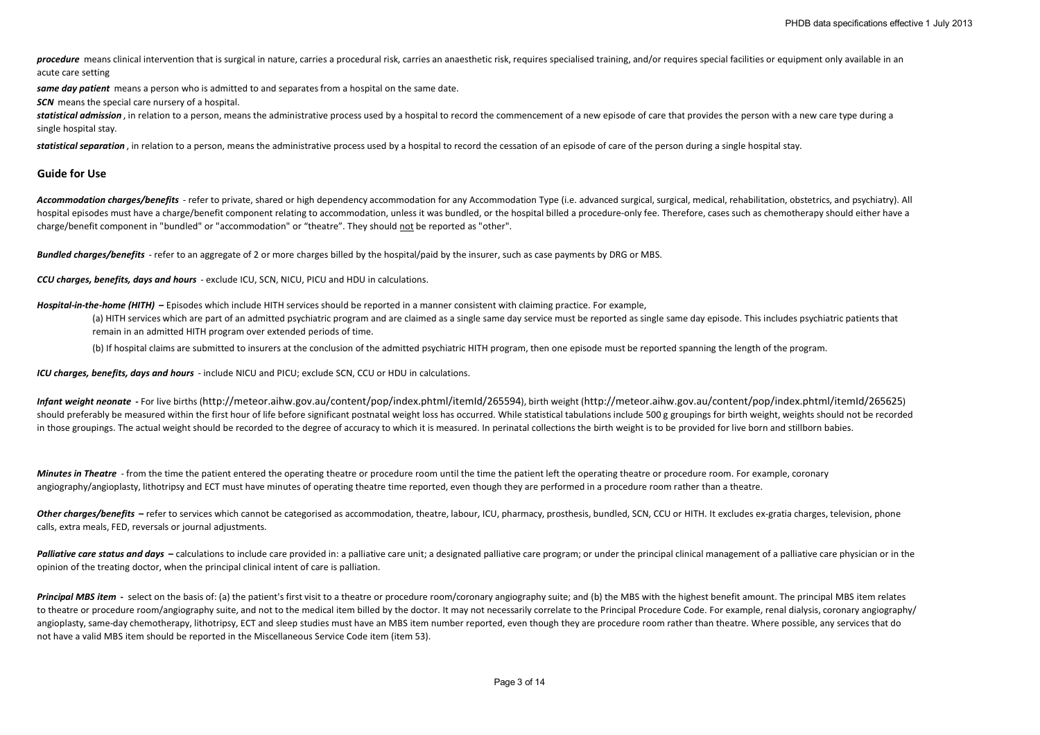***procedure*** means clinical intervention that is surgical in nature, carries a procedural risk, carries an anaesthetic risk, requires specialised training, and/or requires special facilities or equipment only available in an acute care setting

***same day patient*** means a person who is admitted to and separates from a hospital on the same date.

***SCN*** means the special care nursery of a hospital.

***statistical admission*** , in relation to a person, means the administrative process used by a hospital to record the commencement of a new episode of care that provides the person with a new care type during a single hospital stay.

***statistical separation*** , in relation to a person, means the administrative process used by a hospital to record the cessation of an episode of care of the person during a single hospital stay.

## Guide for Use

***Accommodation charges/benefits*** - refer to private, shared or high dependency accommodation for any Accommodation Type (i.e. advanced surgical, surgical, medical, rehabilitation, obstetrics, and psychiatry). All hospital episodes must have a charge/benefit component relating to accommodation, unless it was bundled, or the hospital billed a procedure-only fee. Therefore, cases such as chemotherapy should either have a charge/benefit component in "bundled" or "accommodation" or "theatre". They should <u>not</u> be reported as "other".

***Bundled charges/benefits*** - refer to an aggregate of 2 or more charges billed by the hospital/paid by the insurer, such as case payments by DRG or MBS.

***CCU charges, benefits, days and hours*** - exclude ICU, SCN, NICU, PICU and HDU in calculations.

***Hospital-in-the-home (HITH)*** **–** Episodes which include HITH services should be reported in a manner consistent with claiming practice. For example,

(a) HITH services which are part of an admitted psychiatric program and are claimed as a single same day service must be reported as single same day episode. This includes psychiatric patients that remain in an admitted HITH program over extended periods of time.

(b) If hospital claims are submitted to insurers at the conclusion of the admitted psychiatric HITH program, then one episode must be reported spanning the length of the program.

***ICU charges, benefits, days and hours*** - include NICU and PICU; exclude SCN, CCU or HDU in calculations.

***Infant weight neonate*** **-** For live births (http://meteor.aihw.gov.au/content/pop/index.phtml/itemId/265594), birth weight (http://meteor.aihw.gov.au/content/pop/index.phtml/itemId/265625) should preferably be measured within the first hour of life before significant postnatal weight loss has occurred. While statistical tabulations include 500 g groupings for birth weight, weights should not be recorded in those groupings. The actual weight should be recorded to the degree of accuracy to which it is measured. In perinatal collections the birth weight is to be provided for live born and stillborn babies.

***Minutes in Theatre*** - from the time the patient entered the operating theatre or procedure room until the time the patient left the operating theatre or procedure room. For example, coronary angiography/angioplasty, lithotripsy and ECT must have minutes of operating theatre time reported, even though they are performed in a procedure room rather than a theatre.

***Other charges/benefits*** **–** refer to services which cannot be categorised as accommodation, theatre, labour, ICU, pharmacy, prosthesis, bundled, SCN, CCU or HITH. It excludes ex-gratia charges, television, phone calls, extra meals, FED, reversals or journal adjustments.

***Palliative care status and days*** **–** calculations to include care provided in: a palliative care unit; a designated palliative care program; or under the principal clinical management of a palliative care physician or in the opinion of the treating doctor, when the principal clinical intent of care is palliation.

***Principal MBS item*** **-** select on the basis of: (a) the patient's first visit to a theatre or procedure room/coronary angiography suite; and (b) the MBS with the highest benefit amount. The principal MBS item relates to theatre or procedure room/angiography suite, and not to the medical item billed by the doctor. It may not necessarily correlate to the Principal Procedure Code. For example, renal dialysis, coronary angiography/ angioplasty, same-day chemotherapy, lithotripsy, ECT and sleep studies must have an MBS item number reported, even though they are procedure room rather than theatre. Where possible, any services that do not have a valid MBS item should be reported in the Miscellaneous Service Code item (item 53).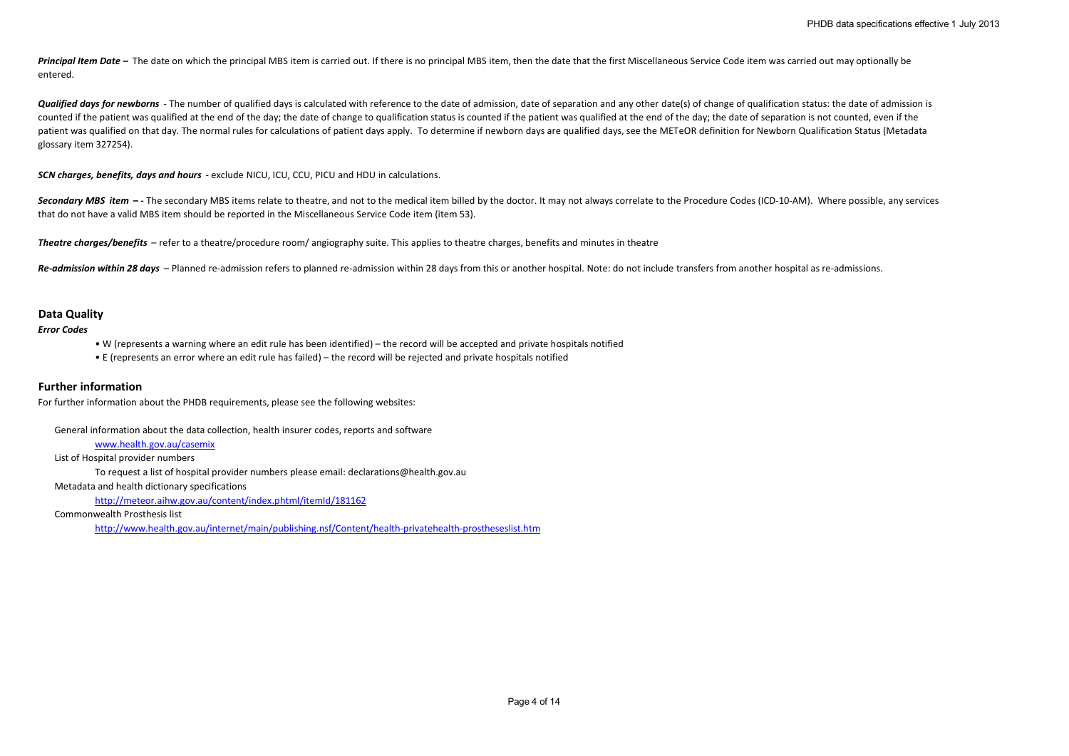***Principal Item Date –*** The date on which the principal MBS item is carried out. If there is no principal MBS item, then the date that the first Miscellaneous Service Code item was carried out may optionally be entered.

***Qualified days for newborns*** - The number of qualified days is calculated with reference to the date of admission, date of separation and any other date(s) of change of qualification status: the date of admission is counted if the patient was qualified at the end of the day; the date of change to qualification status is counted if the patient was qualified at the end of the day; the date of separation is not counted, even if the patient was qualified on that day. The normal rules for calculations of patient days apply. To determine if newborn days are qualified days, see the METeOR definition for Newborn Qualification Status (Metadata glossary item 327254).

***SCN charges, benefits, days and hours*** - exclude NICU, ICU, CCU, PICU and HDU in calculations.

***Secondary MBS item – -*** The secondary MBS items relate to theatre, and not to the medical item billed by the doctor. It may not always correlate to the Procedure Codes (ICD-10-AM). Where possible, any services that do not have a valid MBS item should be reported in the Miscellaneous Service Code item (item 53).

***Theatre charges/benefits*** – refer to a theatre/procedure room/ angiography suite. This applies to theatre charges, benefits and minutes in theatre

***Re-admission within 28 days*** – Planned re-admission refers to planned re-admission within 28 days from this or another hospital. Note: do not include transfers from another hospital as re-admissions.

## Data Quality

***Error Codes***

- W (represents a warning where an edit rule has been identified) – the record will be accepted and private hospitals notified
- E (represents an error where an edit rule has failed) – the record will be rejected and private hospitals notified

## Further information

For further information about the PHDB requirements, please see the following websites:

General information about the data collection, health insurer codes, reports and software

www.health.gov.au/casemix

List of Hospital provider numbers

To request a list of hospital provider numbers please email: declarations@health.gov.au

Metadata and health dictionary specifications

http://meteor.aihw.gov.au/content/index.phtml/itemId/181162

Commonwealth Prosthesis list

http://www.health.gov.au/internet/main/publishing.nsf/Content/health-privatehealth-prostheseslist.htm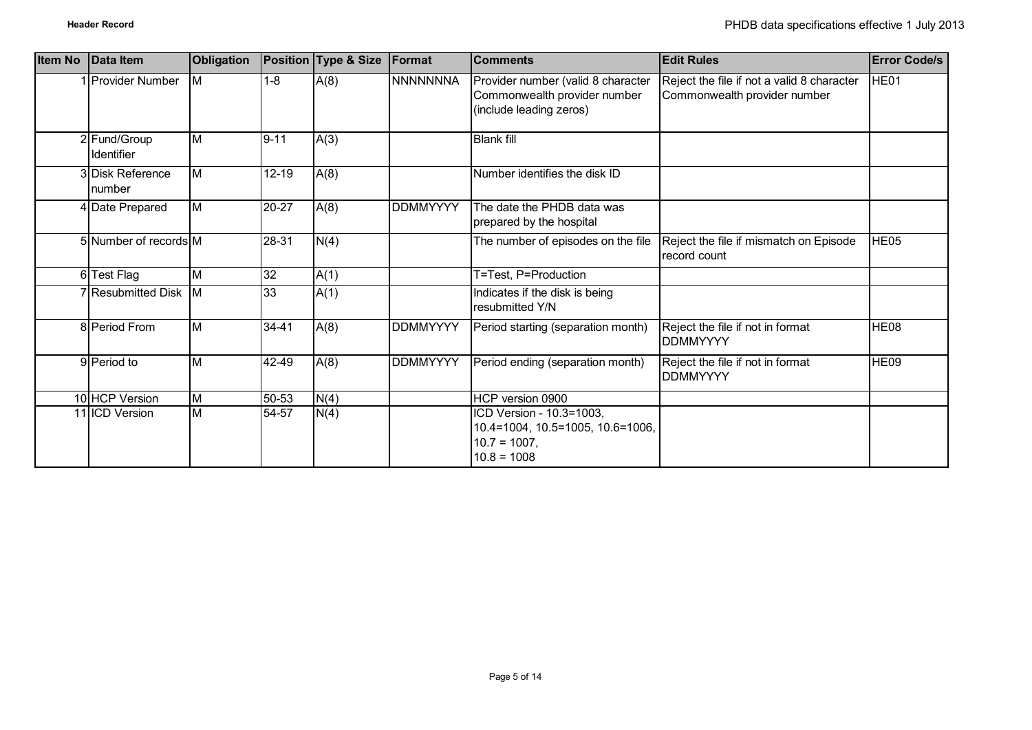| Item No | Data Item | Obligation | Position | Type & Size | Format | Comments | Edit Rules | Error Code/s |
|---|---|---|---|---|---|---|---|---|
| 1 | Provider Number | M | 1-8 | A(8) | NNNNNNNA | Provider number (valid 8 character Commonwealth provider number (include leading zeros) | Reject the file if not a valid 8 character Commonwealth provider number | HE01 |
| 2 | Fund/Group Identifier | M | 9-11 | A(3) | | Blank fill | | |
| 3 | Disk Reference number | M | 12-19 | A(8) | | Number identifies the disk ID | | |
| 4 | Date Prepared | M | 20-27 | A(8) | DDMMYYYY | The date the PHDB data was prepared by the hospital | | |
| 5 | Number of records | M | 28-31 | N(4) | | The number of episodes on the file | Reject the file if mismatch on Episode record count | HE05 |
| 6 | Test Flag | M | 32 | A(1) | | T=Test, P=Production | | |
| 7 | Resubmitted Disk | M | 33 | A(1) | | Indicates if the disk is being resubmitted Y/N | | |
| 8 | Period From | M | 34-41 | A(8) | DDMMYYYY | Period starting (separation month) | Reject the file if not in format DDMMYYYY | HE08 |
| 9 | Period to | M | 42-49 | A(8) | DDMMYYYY | Period ending (separation month) | Reject the file if not in format DDMMYYYY | HE09 |
| 10 | HCP Version | M | 50-53 | N(4) | | HCP version 0900 | | |
| 11 | ICD Version | M | 54-57 | N(4) | | ICD Version - 10.3=1003, 10.4=1004, 10.5=1005, 10.6=1006, 10.7 = 1007, 10.8 = 1008 | | |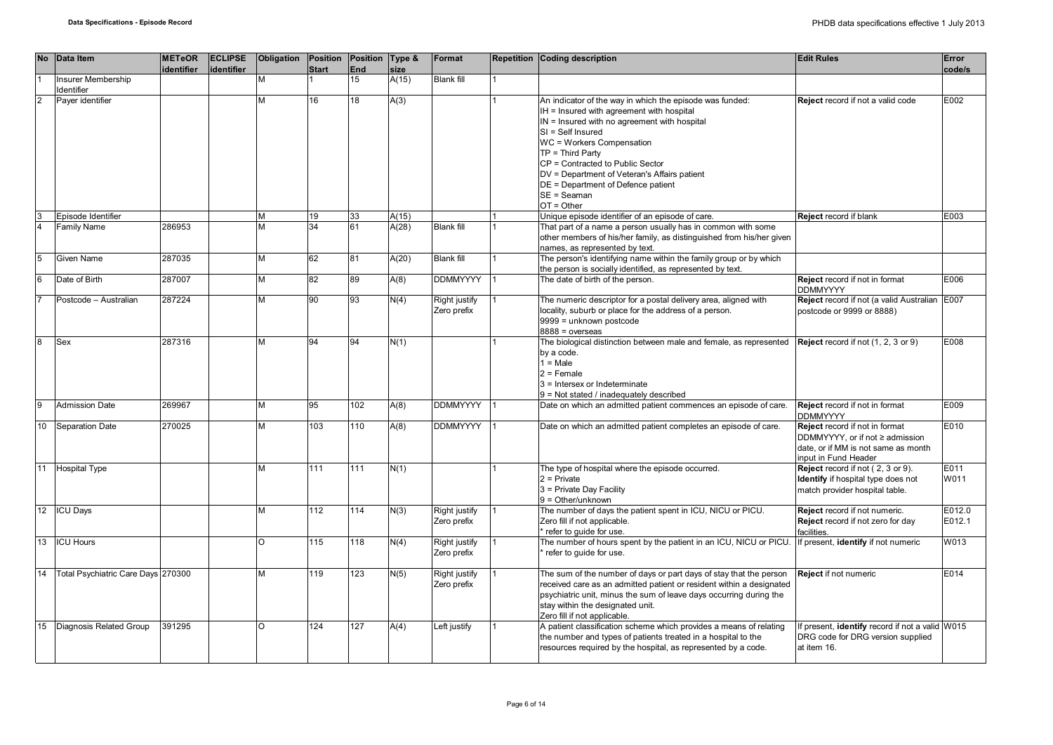| No | Data Item | METeOR identifier | ECLIPSE identifier | Obligation | Position Start | Position End | Type & size | Format | Repetition | Coding description | Edit Rules | Error code/s |
|---|---|---|---|---|---|---|---|---|---|---|---|---|
| 1 | Insurer Membership Identifier | | | M | 1 | 15 | A(15) | Blank fill | 1 | | | |
| 2 | Payer identifier | | | M | 16 | 18 | A(3) | | 1 | An indicator of the way in which the episode was funded:<br>IH = Insured with agreement with hospital<br>IN = Insured with no agreement with hospital<br>SI = Self Insured<br>WC = Workers Compensation<br>TP = Third Party<br>CP = Contracted to Public Sector<br>DV = Department of Veteran's Affairs patient<br>DE = Department of Defence patient<br>SE = Seaman<br>OT = Other | **Reject** record if not a valid code | E002 |
| 3 | Episode Identifier | | | M | 19 | 33 | A(15) | | 1 | Unique episode identifier of an episode of care. | **Reject** record if blank | E003 |
| 4 | Family Name | 286953 | | M | 34 | 61 | A(28) | Blank fill | 1 | That part of a name a person usually has in common with some other members of his/her family, as distinguished from his/her given names, as represented by text. | | |
| 5 | Given Name | 287035 | | M | 62 | 81 | A(20) | Blank fill | 1 | The person's identifying name within the family group or by which the person is socially identified, as represented by text. | | |
| 6 | Date of Birth | 287007 | | M | 82 | 89 | A(8) | DDMMYYYY | 1 | The date of birth of the person. | **Reject** record if not in format DDMMYYYY | E006 |
| 7 | Postcode – Australian | 287224 | | M | 90 | 93 | N(4) | Right justify Zero prefix | 1 | The numeric descriptor for a postal delivery area, aligned with locality, suburb or place for the address of a person.<br>9999 = unknown postcode<br>8888 = overseas | **Reject** record if not (a valid Australian postcode or 9999 or 8888) | E007 |
| 8 | Sex | 287316 | | M | 94 | 94 | N(1) | | 1 | The biological distinction between male and female, as represented by a code.<br>1 = Male<br>2 = Female<br>3 = Intersex or Indeterminate<br>9 = Not stated / inadequately described | **Reject** record if not (1, 2, 3 or 9) | E008 |
| 9 | Admission Date | 269967 | | M | 95 | 102 | A(8) | DDMMYYYY | 1 | Date on which an admitted patient commences an episode of care. | **Reject** record if not in format DDMMYYYY | E009 |
| 10 | Separation Date | 270025 | | M | 103 | 110 | A(8) | DDMMYYYY | 1 | Date on which an admitted patient completes an episode of care. | **Reject** record if not in format DDMMYYYY, or if not ≥ admission date, or if MM is not same as month input in Fund Header | E010 |
| 11 | Hospital Type | | | M | 111 | 111 | N(1) | | 1 | The type of hospital where the episode occurred.<br>2 = Private<br>3 = Private Day Facility<br>9 = Other/unknown | **Reject** record if not ( 2, 3 or 9).<br>**Identify** if hospital type does not match provider hospital table. | E011<br>W011 |
| 12 | ICU Days | | | M | 112 | 114 | N(3) | Right justify Zero prefix | 1 | The number of days the patient spent in ICU, NICU or PICU.<br>Zero fill if not applicable.<br>* refer to guide for use. | **Reject** record if not numeric.<br>**Reject** record if not zero for day facilities. | E012.0<br>E012.1 |
| 13 | ICU Hours | | | O | 115 | 118 | N(4) | Right justify Zero prefix | 1 | The number of hours spent by the patient in an ICU, NICU or PICU.<br>* refer to guide for use. | If present, **identify** if not numeric | W013 |
| 14 | Total Psychiatric Care Days | 270300 | | M | 119 | 123 | N(5) | Right justify Zero prefix | 1 | The sum of the number of days or part days of stay that the person received care as an admitted patient or resident within a designated psychiatric unit, minus the sum of leave days occurring during the stay within the designated unit.<br>Zero fill if not applicable. | **Reject** if not numeric | E014 |
| 15 | Diagnosis Related Group | 391295 | | O | 124 | 127 | A(4) | Left justify | 1 | A patient classification scheme which provides a means of relating the number and types of patients treated in a hospital to the resources required by the hospital, as represented by a code. | If present, **identify** record if not a valid DRG code for DRG version supplied at item 16. | W015 |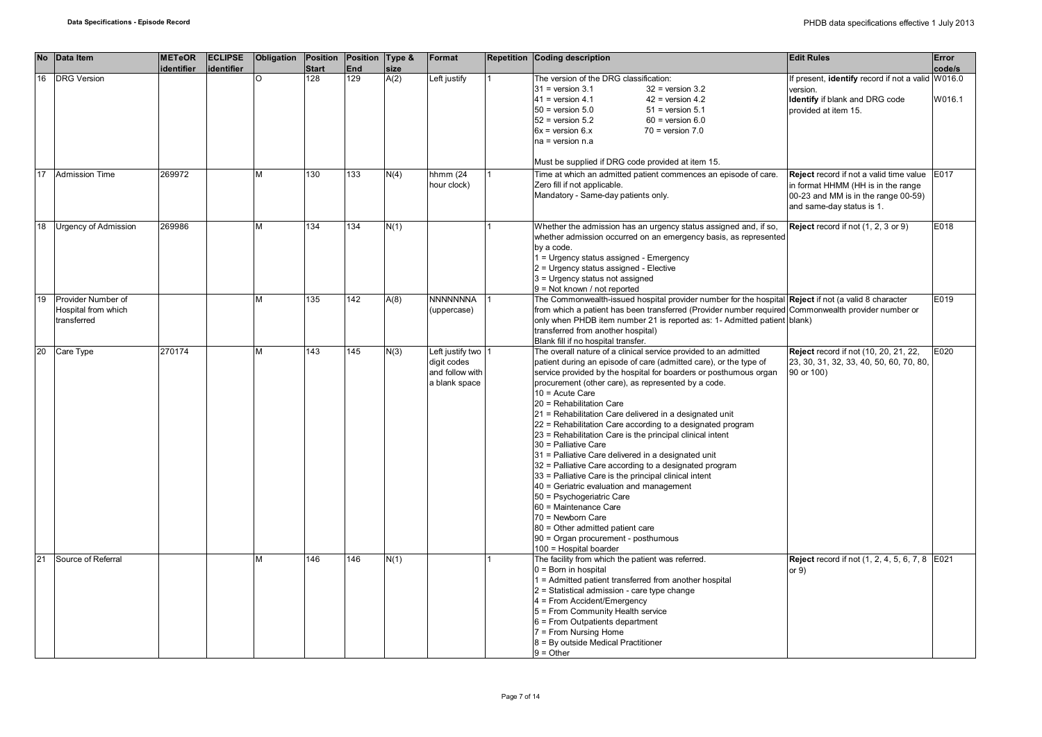| No | Data Item | METeOR identifier | ECLIPSE identifier | Obligation | Position Start | Position End | Type & size | Format | Repetition | Coding description | Edit Rules | Error code/s |
|---|---|---|---|---|---|---|---|---|---|---|---|---|
| 16 | DRG Version | | | O | 128 | 129 | A(2) | Left justify | 1 | The version of the DRG classification:<br>31 = version 3.1 32 = version 3.2<br>41 = version 4.1 42 = version 4.2<br>50 = version 5.0 51 = version 5.1<br>52 = version 5.2 60 = version 6.0<br>6x = version 6.x 70 = version 7.0<br>na = version n.a<br><br>Must be supplied if DRG code provided at item 15. | If present, **identify** record if not a valid version.<br>**Identify** if blank and DRG code provided at item 15. | W016.0<br><br>W016.1 |
| 17 | Admission Time | 269972 | | M | 130 | 133 | N(4) | hhmm (24 hour clock) | 1 | Time at which an admitted patient commences an episode of care.<br>Zero fill if not applicable.<br>Mandatory - Same-day patients only. | **Reject** record if not a valid time value in format HHMM (HH is in the range 00-23 and MM is in the range 00-59) and same-day status is 1. | E017 |
| 18 | Urgency of Admission | 269986 | | M | 134 | 134 | N(1) | | 1 | Whether the admission has an urgency status assigned and, if so, whether admission occurred on an emergency basis, as represented by a code.<br>1 = Urgency status assigned - Emergency<br>2 = Urgency status assigned - Elective<br>3 = Urgency status not assigned<br>9 = Not known / not reported | **Reject** record if not (1, 2, 3 or 9) | E018 |
| 19 | Provider Number of Hospital from which transferred | | | M | 135 | 142 | A(8) | NNNNNNNA (uppercase) | 1 | The Commonwealth-issued hospital provider number for the hospital from which a patient has been transferred (Provider number required only when PHDB item number 21 is reported as: 1- Admitted patient transferred from another hospital)<br>Blank fill if no hospital transfer. | **Reject** if not (a valid 8 character Commonwealth provider number or blank) | E019 |
| 20 | Care Type | 270174 | | M | 143 | 145 | N(3) | Left justify two digit codes and follow with a blank space | 1 | The overall nature of a clinical service provided to an admitted patient during an episode of care (admitted care), or the type of service provided by the hospital for boarders or posthumous organ procurement (other care), as represented by a code.<br>10 = Acute Care<br>20 = Rehabilitation Care<br>21 = Rehabilitation Care delivered in a designated unit<br>22 = Rehabilitation Care according to a designated program<br>23 = Rehabilitation Care is the principal clinical intent<br>30 = Palliative Care<br>31 = Palliative Care delivered in a designated unit<br>32 = Palliative Care according to a designated program<br>33 = Palliative Care is the principal clinical intent<br>40 = Geriatric evaluation and management<br>50 = Psychogeriatric Care<br>60 = Maintenance Care<br>70 = Newborn Care<br>80 = Other admitted patient care<br>90 = Organ procurement - posthumous<br>100 = Hospital boarder | **Reject** record if not (10, 20, 21, 22, 23, 30, 31, 32, 33, 40, 50, 60, 70, 80, 90 or 100) | E020 |
| 21 | Source of Referral | | | M | 146 | 146 | N(1) | | 1 | The facility from which the patient was referred.<br>0 = Born in hospital<br>1 = Admitted patient transferred from another hospital<br>2 = Statistical admission - care type change<br>4 = From Accident/Emergency<br>5 = From Community Health service<br>6 = From Outpatients department<br>7 = From Nursing Home<br>8 = By outside Medical Practitioner<br>9 = Other | **Reject** record if not (1, 2, 4, 5, 6, 7, 8 or 9) | E021 |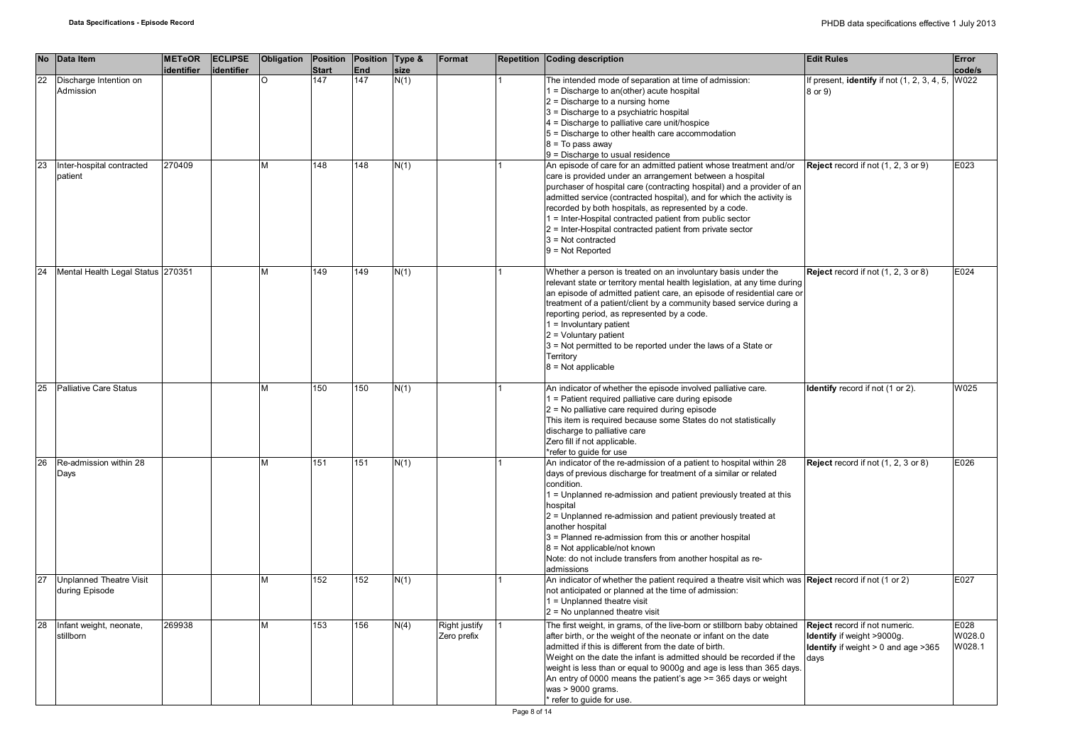| No | Data Item | METeOR identifier | ECLIPSE identifier | Obligation | Position Start | Position End | Type & size | Format | Repetition | Coding description | Edit Rules | Error code/s |
|---|---|---|---|---|---|---|---|---|---|---|---|---|
| 22 | Discharge Intention on Admission | | | O | 147 | 147 | N(1) | | 1 | The intended mode of separation at time of admission:<br>1 = Discharge to an(other) acute hospital<br>2 = Discharge to a nursing home<br>3 = Discharge to a psychiatric hospital<br>4 = Discharge to palliative care unit/hospice<br>5 = Discharge to other health care accommodation<br>8 = To pass away<br>9 = Discharge to usual residence | If present, **identify** if not (1, 2, 3, 4, 5, 8 or 9) | W022 |
| 23 | Inter-hospital contracted patient | 270409 | | M | 148 | 148 | N(1) | | 1 | An episode of care for an admitted patient whose treatment and/or care is provided under an arrangement between a hospital purchaser of hospital care (contracting hospital) and a provider of an admitted service (contracted hospital), and for which the activity is recorded by both hospitals, as represented by a code.<br>1 = Inter-Hospital contracted patient from public sector<br>2 = Inter-Hospital contracted patient from private sector<br>3 = Not contracted<br>9 = Not Reported | **Reject** record if not (1, 2, 3 or 9) | E023 |
| 24 | Mental Health Legal Status | 270351 | | M | 149 | 149 | N(1) | | 1 | Whether a person is treated on an involuntary basis under the relevant state or territory mental health legislation, at any time during an episode of admitted patient care, an episode of residential care or treatment of a patient/client by a community based service during a reporting period, as represented by a code.<br>1 = Involuntary patient<br>2 = Voluntary patient<br>3 = Not permitted to be reported under the laws of a State or Territory<br>8 = Not applicable | **Reject** record if not (1, 2, 3 or 8) | E024 |
| 25 | Palliative Care Status | | | M | 150 | 150 | N(1) | | 1 | An indicator of whether the episode involved palliative care.<br>1 = Patient required palliative care during episode<br>2 = No palliative care required during episode<br>This item is required because some States do not statistically discharge to palliative care<br>Zero fill if not applicable.<br>*refer to guide for use | **Identify** record if not (1 or 2). | W025 |
| 26 | Re-admission within 28 Days | | | M | 151 | 151 | N(1) | | 1 | An indicator of the re-admission of a patient to hospital within 28 days of previous discharge for treatment of a similar or related condition.<br>1 = Unplanned re-admission and patient previously treated at this hospital<br>2 = Unplanned re-admission and patient previously treated at another hospital<br>3 = Planned re-admission from this or another hospital<br>8 = Not applicable/not known<br>Note: do not include transfers from another hospital as re-admissions | **Reject** record if not (1, 2, 3 or 8) | E026 |
| 27 | Unplanned Theatre Visit during Episode | | | M | 152 | 152 | N(1) | | 1 | An indicator of whether the patient required a theatre visit which was not anticipated or planned at the time of admission:<br>1 = Unplanned theatre visit<br>2 = No unplanned theatre visit | **Reject** record if not (1 or 2) | E027 |
| 28 | Infant weight, neonate, stillborn | 269938 | | M | 153 | 156 | N(4) | Right justify Zero prefix | 1 | The first weight, in grams, of the live-born or stillborn baby obtained after birth, or the weight of the neonate or infant on the date admitted if this is different from the date of birth.<br>Weight on the date the infant is admitted should be recorded if the weight is less than or equal to 9000g and age is less than 365 days.<br>An entry of 0000 means the patient's age >= 365 days or weight was > 9000 grams.<br>* refer to guide for use. | **Reject** record if not numeric.<br>**Identify** if weight >9000g.<br>**Identify** if weight > 0 and age >365 days | E028<br>W028.0<br>W028.1 |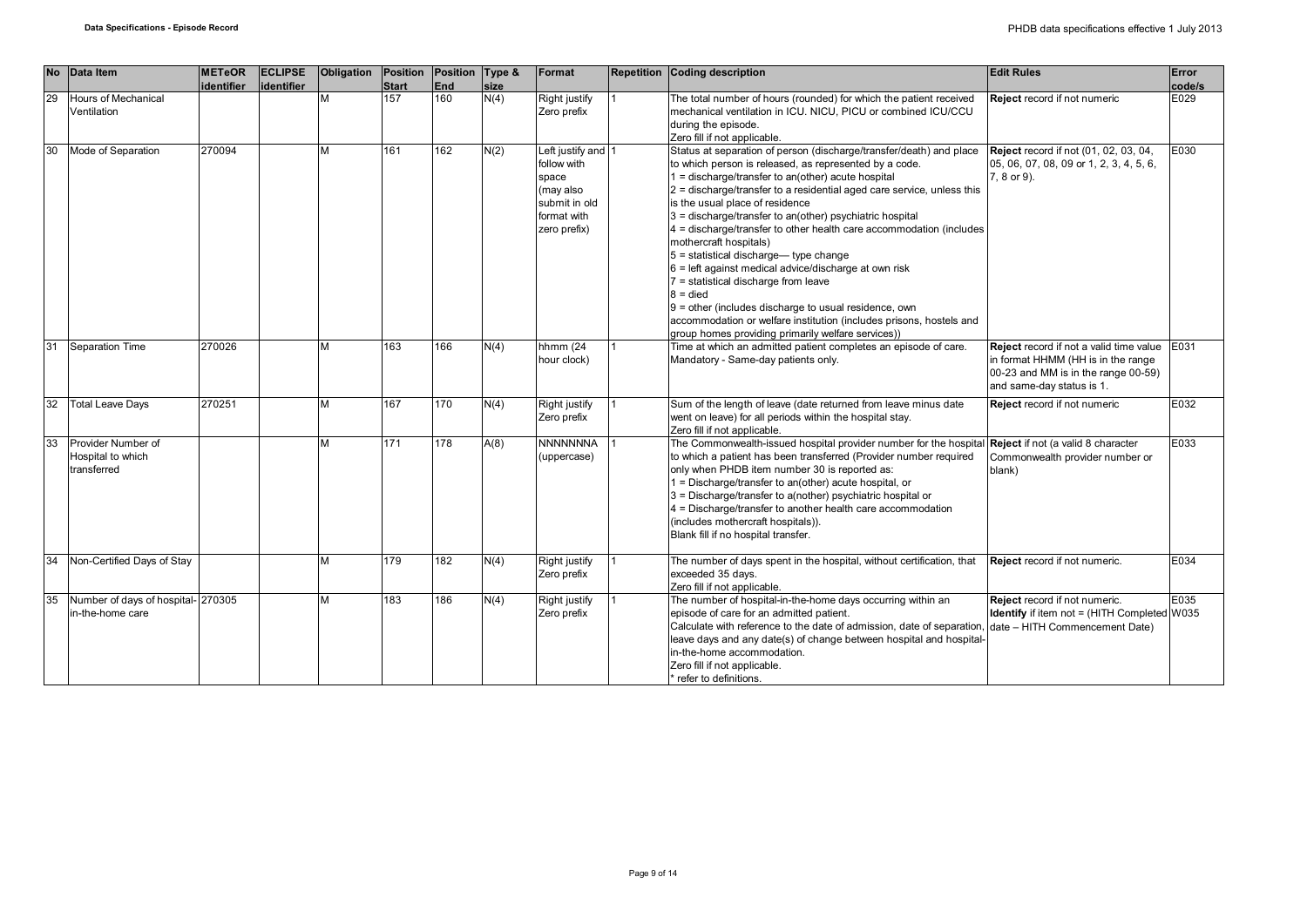| No | Data Item | METeOR identifier | ECLIPSE identifier | Obligation | Position Start | Position End | Type & size | Format | Repetition | Coding description | Edit Rules | Error code/s |
|---|---|---|---|---|---|---|---|---|---|---|---|---|
| 29 | Hours of Mechanical Ventilation | | | M | 157 | 160 | N(4) | Right justify Zero prefix | 1 | The total number of hours (rounded) for which the patient received mechanical ventilation in ICU. NICU, PICU or combined ICU/CCU during the episode.<br>Zero fill if not applicable. | **Reject** record if not numeric | E029 |
| 30 | Mode of Separation | 270094 | | M | 161 | 162 | N(2) | Left justify and follow with space (may also submit in old format with zero prefix) | 1 | Status at separation of person (discharge/transfer/death) and place to which person is released, as represented by a code.<br>1 = discharge/transfer to an(other) acute hospital<br>2 = discharge/transfer to a residential aged care service, unless this is the usual place of residence<br>3 = discharge/transfer to an(other) psychiatric hospital<br>4 = discharge/transfer to other health care accommodation (includes mothercraft hospitals)<br>5 = statistical discharge— type change<br>6 = left against medical advice/discharge at own risk<br>7 = statistical discharge from leave<br>8 = died<br>9 = other (includes discharge to usual residence, own accommodation or welfare institution (includes prisons, hostels and group homes providing primarily welfare services)) | **Reject** record if not (01, 02, 03, 04, 05, 06, 07, 08, 09 or 1, 2, 3, 4, 5, 6, 7, 8 or 9). | E030 |
| 31 | Separation Time | 270026 | | M | 163 | 166 | N(4) | hhmm (24 hour clock) | 1 | Time at which an admitted patient completes an episode of care.<br>Mandatory - Same-day patients only. | **Reject** record if not a valid time value in format HHMM (HH is in the range 00-23 and MM is in the range 00-59) and same-day status is 1. | E031 |
| 32 | Total Leave Days | 270251 | | M | 167 | 170 | N(4) | Right justify Zero prefix | 1 | Sum of the length of leave (date returned from leave minus date went on leave) for all periods within the hospital stay.<br>Zero fill if not applicable. | **Reject** record if not numeric | E032 |
| 33 | Provider Number of Hospital to which transferred | | | M | 171 | 178 | A(8) | NNNNNNNA (uppercase) | 1 | The Commonwealth-issued hospital provider number for the hospital to which a patient has been transferred (Provider number required only when PHDB item number 30 is reported as:<br>1 = Discharge/transfer to an(other) acute hospital, or<br>3 = Discharge/transfer to a(nother) psychiatric hospital or<br>4 = Discharge/transfer to another health care accommodation (includes mothercraft hospitals)).<br>Blank fill if no hospital transfer. | **Reject** if not (a valid 8 character Commonwealth provider number or blank) | E033 |
| 34 | Non-Certified Days of Stay | | | M | 179 | 182 | N(4) | Right justify Zero prefix | 1 | The number of days spent in the hospital, without certification, that exceeded 35 days.<br>Zero fill if not applicable. | **Reject** record if not numeric. | E034 |
| 35 | Number of days of hospital-in-the-home care | 270305 | | M | 183 | 186 | N(4) | Right justify Zero prefix | 1 | The number of hospital-in-the-home days occurring within an episode of care for an admitted patient.<br>Calculate with reference to the date of admission, date of separation, leave days and any date(s) of change between hospital and hospital-in-the-home accommodation.<br>Zero fill if not applicable.<br>* refer to definitions. | **Reject** record if not numeric.<br>**Identify** if item not = (HITH Completed date – HITH Commencement Date) | E035<br>W035 |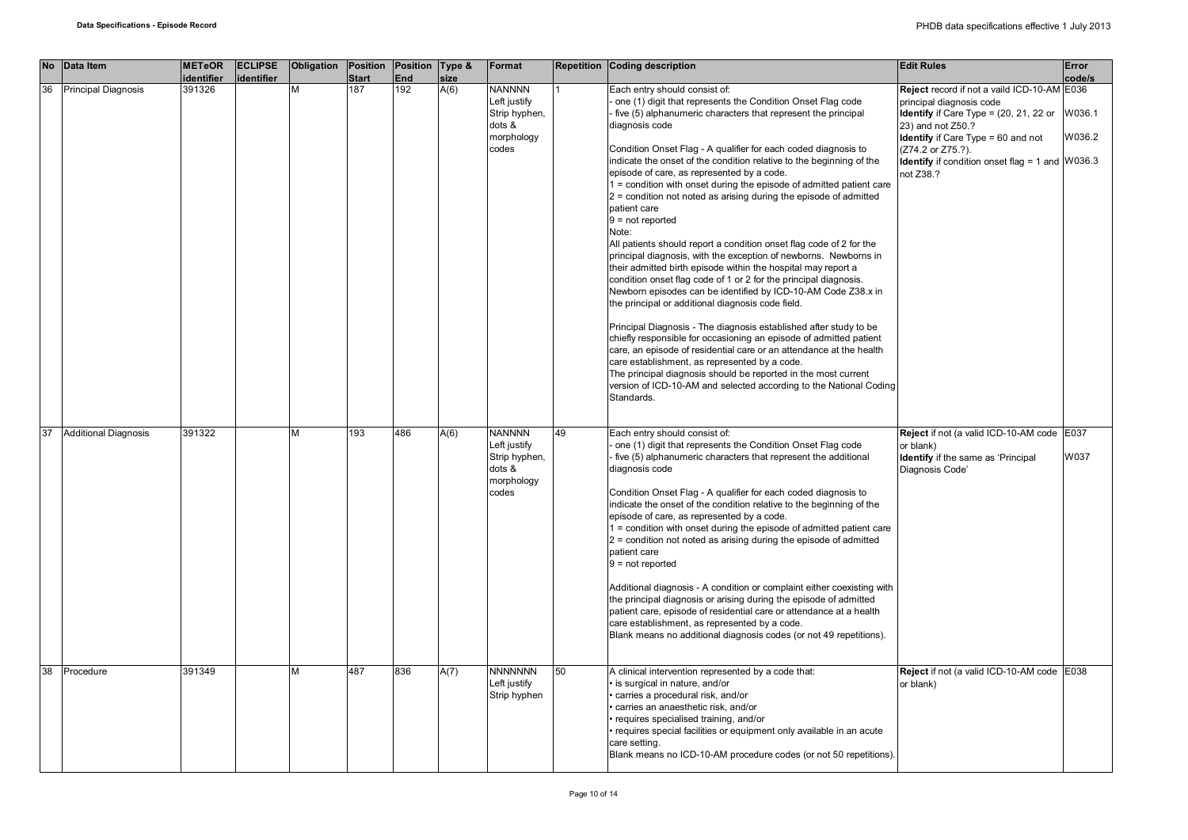| No | Data Item | METeOR identifier | ECLIPSE identifier | Obligation | Position Start | Position End | Type & size | Format | Repetition | Coding description | Edit Rules | Error code/s |
|---|---|---|---|---|---|---|---|---|---|---|---|---|
| 36 | Principal Diagnosis | 391326 | | M | 187 | 192 | A(6) | NANNNN<br>Left justify<br>Strip hyphen, dots & morphology codes | 1 | Each entry should consist of:<br>- one (1) digit that represents the Condition Onset Flag code<br>- five (5) alphanumeric characters that represent the principal diagnosis code<br><br>Condition Onset Flag - A qualifier for each coded diagnosis to indicate the onset of the condition relative to the beginning of the episode of care, as represented by a code.<br>1 = condition with onset during the episode of admitted patient care<br>2 = condition not noted as arising during the episode of admitted patient care<br>9 = not reported<br>Note:<br>All patients should report a condition onset flag code of 2 for the principal diagnosis, with the exception of newborns. Newborns in their admitted birth episode within the hospital may report a condition onset flag code of 1 or 2 for the principal diagnosis. Newborn episodes can be identified by ICD-10-AM Code Z38.x in the principal or additional diagnosis code field.<br><br>Principal Diagnosis - The diagnosis established after study to be chiefly responsible for occasioning an episode of admitted patient care, an episode of residential care or an attendance at the health care establishment, as represented by a code.<br>The principal diagnosis should be reported in the most current version of ICD-10-AM and selected according to the National Coding Standards. | **Reject** record if not a vaild ICD-10-AM principal diagnosis code<br>**Identify** if Care Type = (20, 21, 22 or 23) and not Z50.?<br>**Identify** if Care Type = 60 and not (Z74.2 or Z75.?).<br>**Identify** if condition onset flag = 1 and not Z38.? | E036<br><br>W036.1<br><br>W036.2<br><br>W036.3 |
| 37 | Additional Diagnosis | 391322 | | M | 193 | 486 | A(6) | NANNNN<br>Left justify<br>Strip hyphen, dots & morphology codes | 49 | Each entry should consist of:<br>- one (1) digit that represents the Condition Onset Flag code<br>- five (5) alphanumeric characters that represent the additional diagnosis code<br><br>Condition Onset Flag - A qualifier for each coded diagnosis to indicate the onset of the condition relative to the beginning of the episode of care, as represented by a code.<br>1 = condition with onset during the episode of admitted patient care<br>2 = condition not noted as arising during the episode of admitted patient care<br>9 = not reported<br><br>Additional diagnosis - A condition or complaint either coexisting with the principal diagnosis or arising during the episode of admitted patient care, episode of residential care or attendance at a health care establishment, as represented by a code.<br>Blank means no additional diagnosis codes (or not 49 repetitions). | **Reject** if not (a valid ICD-10-AM code or blank)<br>**Identify** if the same as 'Principal Diagnosis Code' | E037<br><br>W037 |
| 38 | Procedure | 391349 | | M | 487 | 836 | A(7) | NNNNNNN<br>Left justify<br>Strip hyphen | 50 | A clinical intervention represented by a code that:<br>• is surgical in nature, and/or<br>• carries a procedural risk, and/or<br>• carries an anaesthetic risk, and/or<br>• requires specialised training, and/or<br>• requires special facilities or equipment only available in an acute care setting.<br>Blank means no ICD-10-AM procedure codes (or not 50 repetitions). | **Reject** if not (a valid ICD-10-AM code or blank) | E038 |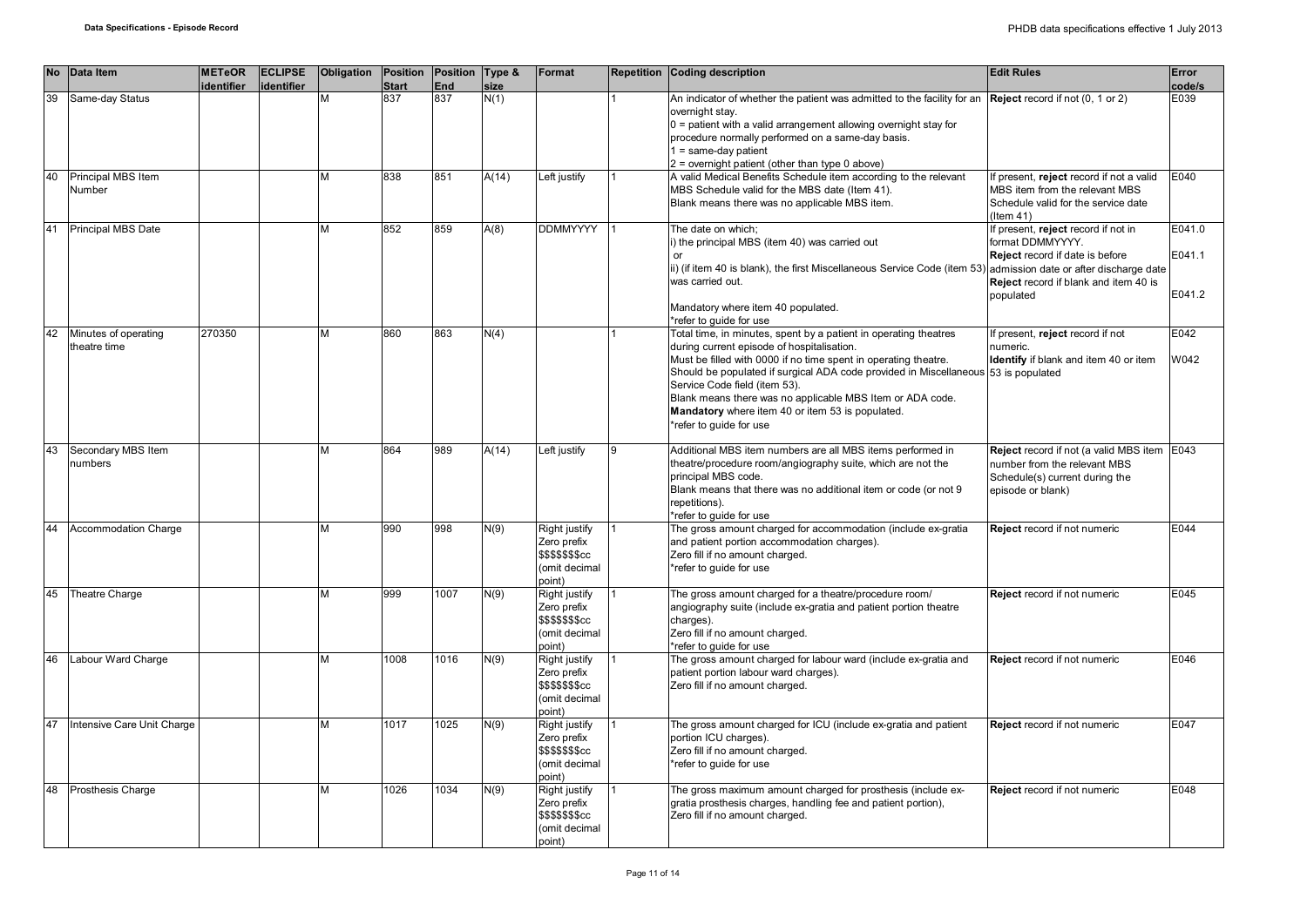| No | Data Item | METeOR identifier | ECLIPSE identifier | Obligation | Position Start | Position End | Type & size | Format | Repetition | Coding description | Edit Rules | Error code/s |
|---|---|---|---|---|---|---|---|---|---|---|---|---|
| 39 | Same-day Status | | | M | 837 | 837 | N(1) | | 1 | An indicator of whether the patient was admitted to the facility for an overnight stay.<br>0 = patient with a valid arrangement allowing overnight stay for procedure normally performed on a same-day basis.<br>1 = same-day patient<br>2 = overnight patient (other than type 0 above) | **Reject** record if not (0, 1 or 2) | E039 |
| 40 | Principal MBS Item Number | | | M | 838 | 851 | A(14) | Left justify | 1 | A valid Medical Benefits Schedule item according to the relevant MBS Schedule valid for the MBS date (Item 41).<br>Blank means there was no applicable MBS item. | If present, **reject** record if not a valid MBS item from the relevant MBS Schedule valid for the service date (Item 41) | E040 |
| 41 | Principal MBS Date | | | M | 852 | 859 | A(8) | DDMMYYYY | 1 | The date on which;<br>i) the principal MBS (item 40) was carried out<br>or<br>ii) (if item 40 is blank), the first Miscellaneous Service Code (item 53) was carried out.<br><br>Mandatory where item 40 populated.<br>*refer to guide for use | If present, **reject** record if not in format DDMMYYYY.<br>**Reject** record if date is before admission date or after discharge date<br>**Reject** record if blank and item 40 is populated | E041.0<br>E041.1<br>E041.2 |
| 42 | Minutes of operating theatre time | 270350 | | M | 860 | 863 | N(4) | | 1 | Total time, in minutes, spent by a patient in operating theatres during current episode of hospitalisation.<br>Must be filled with 0000 if no time spent in operating theatre.<br>Should be populated if surgical ADA code provided in Miscellaneous Service Code field (item 53).<br>Blank means there was no applicable MBS Item or ADA code.<br>**Mandatory** where item 40 or item 53 is populated.<br>*refer to guide for use | If present, **reject** record if not numeric.<br>**Identify** if blank and item 40 or item 53 is populated | E042<br>W042 |
| 43 | Secondary MBS Item numbers | | | M | 864 | 989 | A(14) | Left justify | 9 | Additional MBS item numbers are all MBS items performed in theatre/procedure room/angiography suite, which are not the principal MBS code.<br>Blank means that there was no additional item or code (or not 9 repetitions).<br>*refer to guide for use | **Reject** record if not (a valid MBS item number from the relevant MBS Schedule(s) current during the episode or blank) | E043 |
| 44 | Accommodation Charge | | | M | 990 | 998 | N(9) | Right justify Zero prefix $$$$$$$cc (omit decimal point) | 1 | The gross amount charged for accommodation (include ex-gratia and patient portion accommodation charges).<br>Zero fill if no amount charged.<br>*refer to guide for use | **Reject** record if not numeric | E044 |
| 45 | Theatre Charge | | | M | 999 | 1007 | N(9) | Right justify Zero prefix $$$$$$$cc (omit decimal point) | 1 | The gross amount charged for a theatre/procedure room/ angiography suite (include ex-gratia and patient portion theatre charges).<br>Zero fill if no amount charged.<br>*refer to guide for use | **Reject** record if not numeric | E045 |
| 46 | Labour Ward Charge | | | M | 1008 | 1016 | N(9) | Right justify Zero prefix $$$$$$$cc (omit decimal point) | 1 | The gross amount charged for labour ward (include ex-gratia and patient portion labour ward charges).<br>Zero fill if no amount charged. | **Reject** record if not numeric | E046 |
| 47 | Intensive Care Unit Charge | | | M | 1017 | 1025 | N(9) | Right justify Zero prefix $$$$$$$cc (omit decimal point) | 1 | The gross amount charged for ICU (include ex-gratia and patient portion ICU charges).<br>Zero fill if no amount charged.<br>*refer to guide for use | **Reject** record if not numeric | E047 |
| 48 | Prosthesis Charge | | | M | 1026 | 1034 | N(9) | Right justify Zero prefix $$$$$$$cc (omit decimal point) | 1 | The gross maximum amount charged for prosthesis (include ex-gratia prosthesis charges, handling fee and patient portion),<br>Zero fill if no amount charged. | **Reject** record if not numeric | E048 |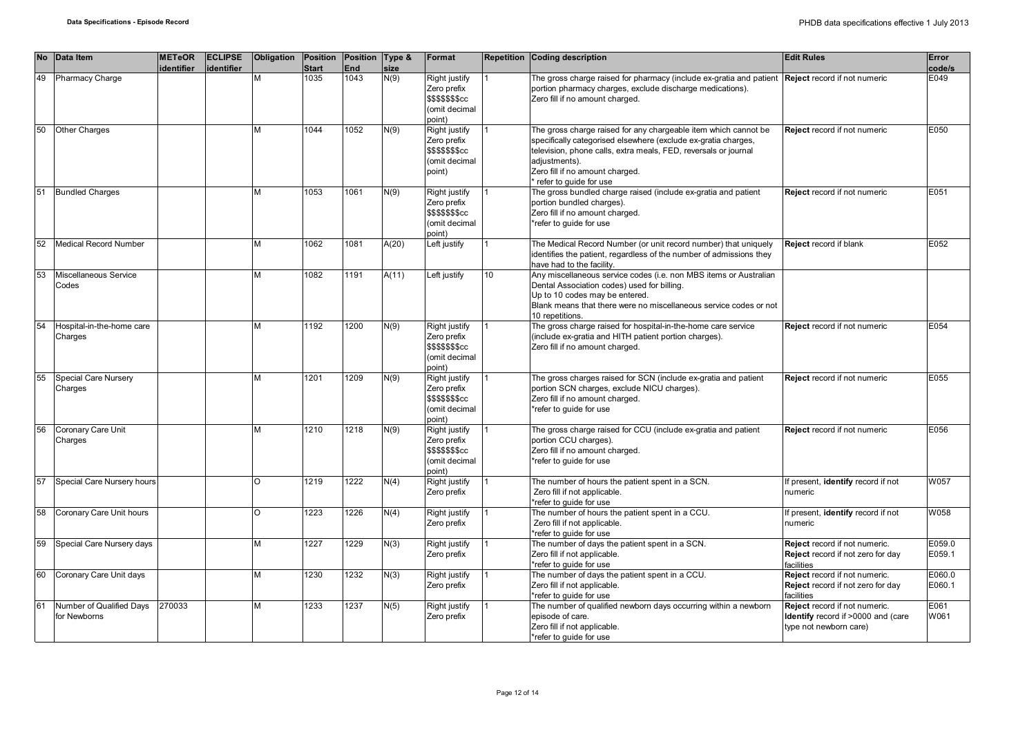| No | Data Item | METeOR identifier | ECLIPSE identifier | Obligation | Position Start | Position End | Type & size | Format | Repetition | Coding description | Edit Rules | Error code/s |
|---|---|---|---|---|---|---|---|---|---|---|---|---|
| 49 | Pharmacy Charge | | | M | 1035 | 1043 | N(9) | Right justify Zero prefix $$$$$$$cc (omit decimal point) | 1 | The gross charge raised for pharmacy (include ex-gratia and patient portion pharmacy charges, exclude discharge medications). Zero fill if no amount charged. | **Reject** record if not numeric | E049 |
| 50 | Other Charges | | | M | 1044 | 1052 | N(9) | Right justify Zero prefix $$$$$$$cc (omit decimal point) | 1 | The gross charge raised for any chargeable item which cannot be specifically categorised elsewhere (exclude ex-gratia charges, television, phone calls, extra meals, FED, reversals or journal adjustments). Zero fill if no amount charged. * refer to guide for use | **Reject** record if not numeric | E050 |
| 51 | Bundled Charges | | | M | 1053 | 1061 | N(9) | Right justify Zero prefix $$$$$$$cc (omit decimal point) | 1 | The gross bundled charge raised (include ex-gratia and patient portion bundled charges). Zero fill if no amount charged. *refer to guide for use | **Reject** record if not numeric | E051 |
| 52 | Medical Record Number | | | M | 1062 | 1081 | A(20) | Left justify | 1 | The Medical Record Number (or unit record number) that uniquely identifies the patient, regardless of the number of admissions they have had to the facility. | **Reject** record if blank | E052 |
| 53 | Miscellaneous Service Codes | | | M | 1082 | 1191 | A(11) | Left justify | 10 | Any miscellaneous service codes (i.e. non MBS items or Australian Dental Association codes) used for billing. Up to 10 codes may be entered. Blank means that there were no miscellaneous service codes or not 10 repetitions. | | |
| 54 | Hospital-in-the-home care Charges | | | M | 1192 | 1200 | N(9) | Right justify Zero prefix $$$$$$$cc (omit decimal point) | 1 | The gross charge raised for hospital-in-the-home care service (include ex-gratia and HITH patient portion charges). Zero fill if no amount charged. | **Reject** record if not numeric | E054 |
| 55 | Special Care Nursery Charges | | | M | 1201 | 1209 | N(9) | Right justify Zero prefix $$$$$$$cc (omit decimal point) | 1 | The gross charges raised for SCN (include ex-gratia and patient portion SCN charges, exclude NICU charges). Zero fill if no amount charged. *refer to guide for use | **Reject** record if not numeric | E055 |
| 56 | Coronary Care Unit Charges | | | M | 1210 | 1218 | N(9) | Right justify Zero prefix $$$$$$$cc (omit decimal point) | 1 | The gross charge raised for CCU (include ex-gratia and patient portion CCU charges). Zero fill if no amount charged. *refer to guide for use | **Reject** record if not numeric | E056 |
| 57 | Special Care Nursery hours | | | O | 1219 | 1222 | N(4) | Right justify Zero prefix | 1 | The number of hours the patient spent in a SCN. Zero fill if not applicable. *refer to guide for use | If present, **identify** record if not numeric | W057 |
| 58 | Coronary Care Unit hours | | | O | 1223 | 1226 | N(4) | Right justify Zero prefix | 1 | The number of hours the patient spent in a CCU. Zero fill if not applicable. *refer to guide for use | If present, **identify** record if not numeric | W058 |
| 59 | Special Care Nursery days | | | M | 1227 | 1229 | N(3) | Right justify Zero prefix | 1 | The number of days the patient spent in a SCN. Zero fill if not applicable. *refer to guide for use | **Reject** record if not numeric. **Reject** record if not zero for day facilities | E059.0 E059.1 |
| 60 | Coronary Care Unit days | | | M | 1230 | 1232 | N(3) | Right justify Zero prefix | 1 | The number of days the patient spent in a CCU. Zero fill if not applicable. *refer to guide for use | **Reject** record if not numeric. **Reject** record if not zero for day facilities | E060.0 E060.1 |
| 61 | Number of Qualified Days for Newborns | 270033 | | M | 1233 | 1237 | N(5) | Right justify Zero prefix | 1 | The number of qualified newborn days occurring within a newborn episode of care. Zero fill if not applicable. *refer to guide for use | **Reject** record if not numeric. **Identify** record if >0000 and (care type not newborn care) | E061 W061 |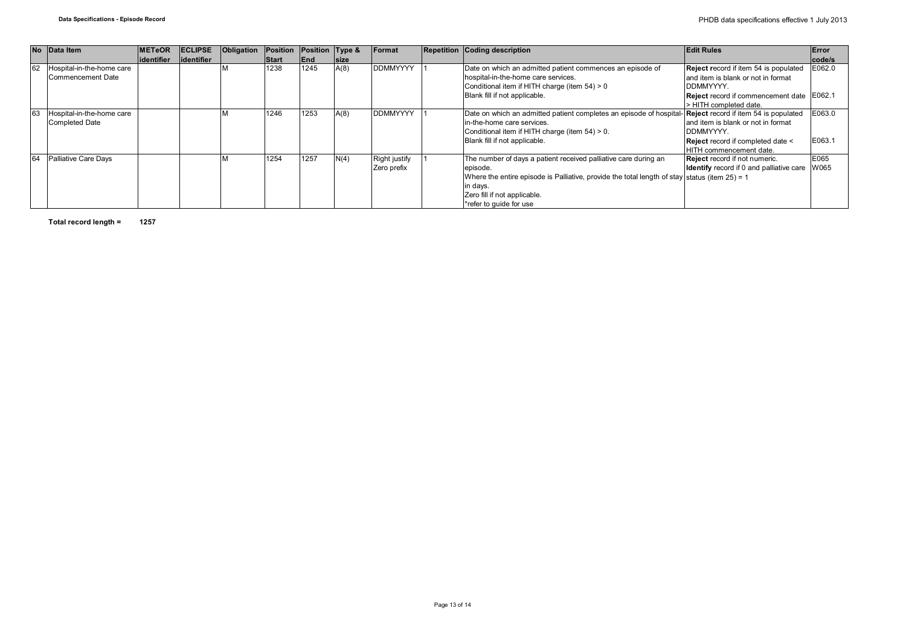| No | Data Item | METeOR identifier | ECLIPSE identifier | Obligation | Position Start | Position End | Type & size | Format | Repetition | Coding description | Edit Rules | Error code/s |
|---|---|---|---|---|---|---|---|---|---|---|---|---|
| 62 | Hospital-in-the-home care Commencement Date | | | M | 1238 | 1245 | A(8) | DDMMYYYY | 1 | Date on which an admitted patient commences an episode of hospital-in-the-home care services.<br>Conditional item if HITH charge (item 54) > 0<br>Blank fill if not applicable. | **Reject** record if item 54 is populated and item is blank or not in format DDMMYYYY.<br>**Reject** record if commencement date > HITH completed date. | E062.0<br>E062.1 |
| 63 | Hospital-in-the-home care Completed Date | | | M | 1246 | 1253 | A(8) | DDMMYYYY | 1 | Date on which an admitted patient completes an episode of hospital-in-the-home care services.<br>Conditional item if HITH charge (item 54) > 0.<br>Blank fill if not applicable. | **Reject** record if item 54 is populated and item is blank or not in format DDMMYYYY.<br>**Reject** record if completed date < HITH commencement date. | E063.0<br>E063.1 |
| 64 | Palliative Care Days | | | M | 1254 | 1257 | N(4) | Right justify Zero prefix | 1 | The number of days a patient received palliative care during an episode.<br>Where the entire episode is Palliative, provide the total length of stay in days.<br>Zero fill if not applicable.<br>*refer to guide for use | **Reject** record if not numeric.<br>**Identify** record if 0 and palliative care status (item 25) = 1 | E065<br>W065 |

**Total record length = 1257**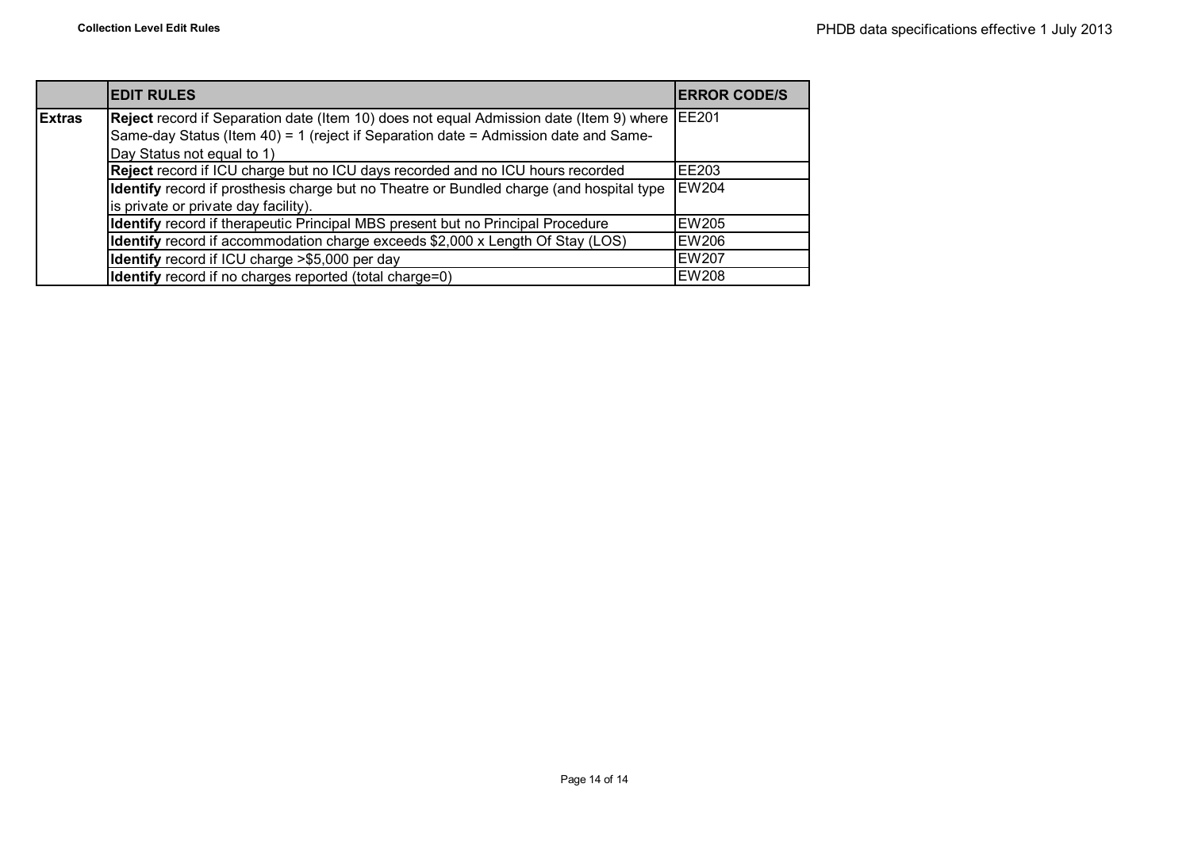| | EDIT RULES | ERROR CODE/S |
|---|---|---|
| Extras | **Reject** record if Separation date (Item 10) does not equal Admission date (Item 9) where Same-day Status (Item 40) = 1 (reject if Separation date = Admission date and Same-Day Status not equal to 1) | EE201 |
| | **Reject** record if ICU charge but no ICU days recorded and no ICU hours recorded | EE203 |
| | **Identify** record if prosthesis charge but no Theatre or Bundled charge (and hospital type is private or private day facility). | EW204 |
| | **Identify** record if therapeutic Principal MBS present but no Principal Procedure | EW205 |
| | **Identify** record if accommodation charge exceeds $2,000 x Length Of Stay (LOS) | EW206 |
| | **Identify** record if ICU charge >$5,000 per day | EW207 |
| | **Identify** record if no charges reported (total charge=0) | EW208 |